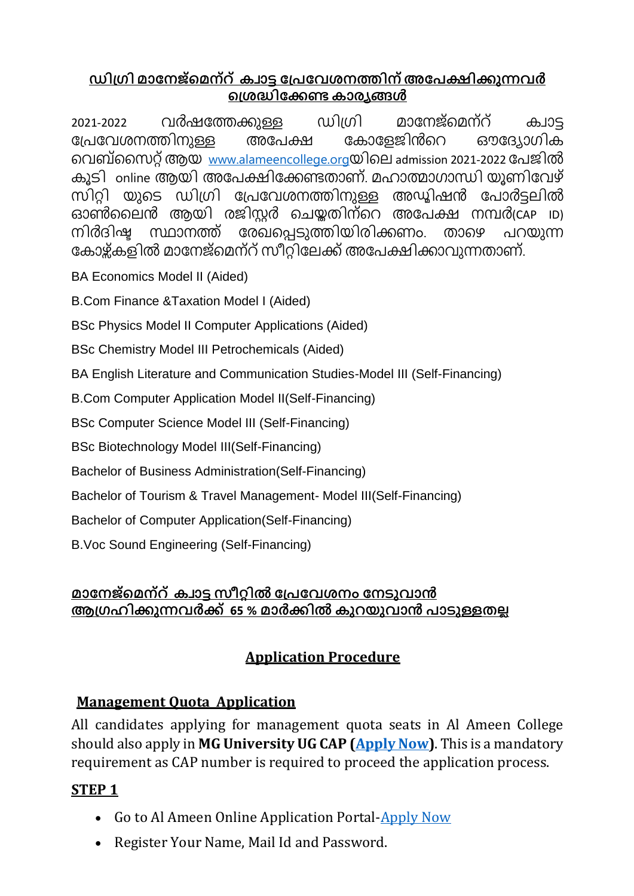## ഡിഗ്രി മാനേജ്മെന്റ് ക്വാട്ട പ്രവേശനത്തിന് അപേക്ഷിക്കുന്നവർ ശ്രദ്ധിക്കേണ്ട കാര്യങ്ങൾ

2021-2022 വർഷത്തേക്കുള്ള ഡിഗ്രി മാനേജ്മെന്റ് ക്വാട്ട പ്രവേശനത്തിനുള്ള അപേക്ഷ കോളേജിൻറെ ഔദ്യോഗിക വെബ്സൈറ്റ് ആയ www.alameencollege.orgയിലെ admission 2021-2022 പേജിൽ കൂടി online ആയി അപേക്ഷിക്കേണ്ടതാണ്. മഹാത്മാഗാന്ധി യൂണിവേഴ്സിറ്റി യുടെ ഡിഗ്രി പ്രവേശനത്തിനുള്ള അഡ്മിഷൻ പോർട്ടലിൽ ഓൺലൈൻ ആയി രജിസ്റ്റർ ചെയ്തതിന്റെ അപേക്ഷ നമ്പർ(CAP ID) നിർദിഷ്ട സ്ഥാനത്ത് രേഖപ്പെടുത്തിയിരിക്കണം. താഴെ പറയുന്ന കോഴ്സുകളിൽ മാനേജ്മെന്റ് സീറ്റിലേക്ക് അപേക്ഷിക്കാവുന്നതാണ്.

BA Economics Model II (Aided)

B.Com Finance &Taxation Model I (Aided)

BSc Physics Model II Computer Applications (Aided)

BSc Chemistry Model III Petrochemicals (Aided)

BA English Literature and Communication Studies-Model III (Self-Financing)

B.Com Computer Application Model II(Self-Financing)

BSc Computer Science Model III (Self-Financing)

BSc Biotechnology Model III(Self-Financing)

Bachelor of Business Administration(Self-Financing)

Bachelor of Tourism & Travel Management- Model III(Self-Financing)

Bachelor of Computer Application(Self-Financing)

B.Voc Sound Engineering (Self-Financing)

**മാനേജ്മെന്റ് ക്വാട്ട സീറ്റിൽ പ്രവേശനം നേടുവാൻ ആഗ്രഹിക്കുന്നവർക്ക് 65 % മാർക്കിൽ കുറയുവാൻ പാടുള്ളതല്ല**

## Application Procedure

### Management Quota Application

All candidates applying for management quota seats in Al Ameen College should also apply in **MG University UG CAP (Apply Now)**. This is a mandatory requirement as CAP number is required to proceed the application process.

### STEP 1

- Go to Al Ameen Online Application Portal-Apply Now
- Register Your Name, Mail Id and Password.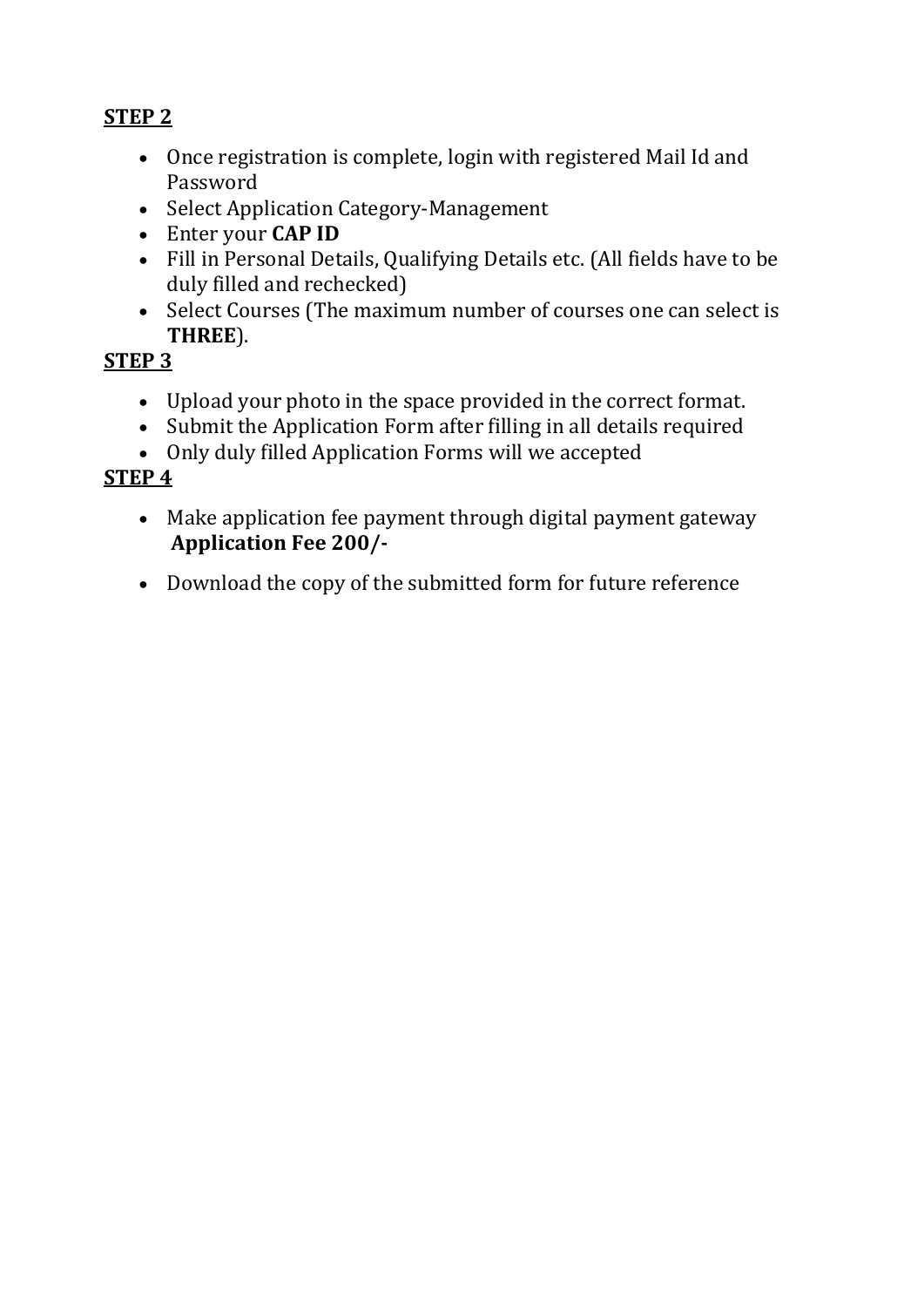**STEP 2**

- Once registration is complete, login with registered Mail Id and Password
- Select Application Category-Management
- Enter your **CAP ID**
- Fill in Personal Details, Qualifying Details etc. (All fields have to be duly filled and rechecked)
- Select Courses (The maximum number of courses one can select is **THREE**).

**STEP 3**

- Upload your photo in the space provided in the correct format.
- Submit the Application Form after filling in all details required
- Only duly filled Application Forms will we accepted

**STEP 4**

- Make application fee payment through digital payment gateway **Application Fee 200/-**
- Download the copy of the submitted form for future reference